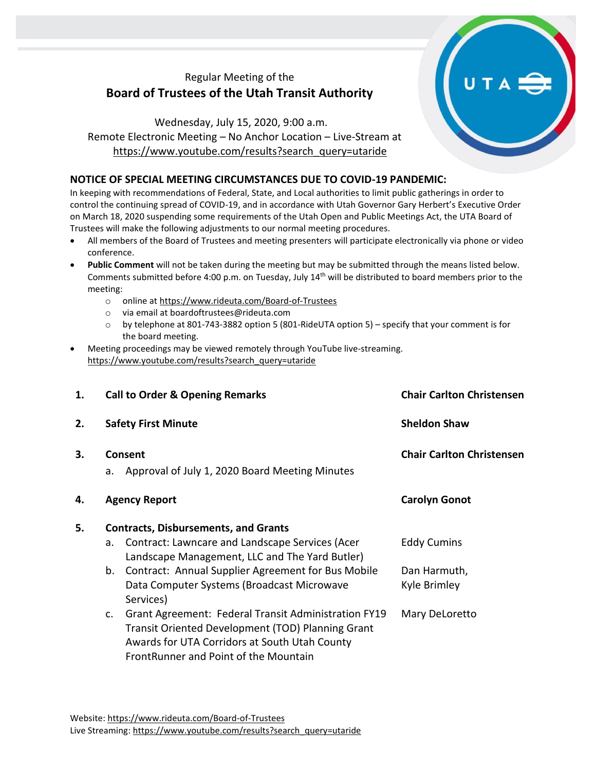Regular Meeting of the

# Board of Trustees of the Utah Transit Authority

Wednesday, July 15, 2020, 9:00 a.m.
Remote Electronic Meeting – No Anchor Location – Live-Stream at
https://www.youtube.com/results?search_query=utaride

## NOTICE OF SPECIAL MEETING CIRCUMSTANCES DUE TO COVID-19 PANDEMIC:

In keeping with recommendations of Federal, State, and Local authorities to limit public gatherings in order to control the continuing spread of COVID-19, and in accordance with Utah Governor Gary Herbert's Executive Order on March 18, 2020 suspending some requirements of the Utah Open and Public Meetings Act, the UTA Board of Trustees will make the following adjustments to our normal meeting procedures.

- All members of the Board of Trustees and meeting presenters will participate electronically via phone or video conference.
- **Public Comment** will not be taken during the meeting but may be submitted through the means listed below. Comments submitted before 4:00 p.m. on Tuesday, July 14th will be distributed to board members prior to the meeting:
  - online at https://www.rideuta.com/Board-of-Trustees
  - via email at boardoftrustees@rideuta.com
  - by telephone at 801-743-3882 option 5 (801-RideUTA option 5) – specify that your comment is for the board meeting.
- Meeting proceedings may be viewed remotely through YouTube live-streaming. https://www.youtube.com/results?search_query=utaride

| | | |
|---|---|---|
| **1.** | **Call to Order & Opening Remarks** | **Chair Carlton Christensen** |
| **2.** | **Safety First Minute** | **Sheldon Shaw** |
| **3.** | **Consent** | **Chair Carlton Christensen** |
| | a. Approval of July 1, 2020 Board Meeting Minutes | |
| **4.** | **Agency Report** | **Carolyn Gonot** |
| **5.** | **Contracts, Disbursements, and Grants** | |
| | a. Contract: Lawncare and Landscape Services (Acer Landscape Management, LLC and The Yard Butler) | Eddy Cumins |
| | b. Contract: Annual Supplier Agreement for Bus Mobile Data Computer Systems (Broadcast Microwave Services) | Dan Harmuth, Kyle Brimley |
| | c. Grant Agreement: Federal Transit Administration FY19 Transit Oriented Development (TOD) Planning Grant Awards for UTA Corridors at South Utah County FrontRunner and Point of the Mountain | Mary DeLoretto |

Website: https://www.rideuta.com/Board-of-Trustees
Live Streaming: https://www.youtube.com/results?search_query=utaride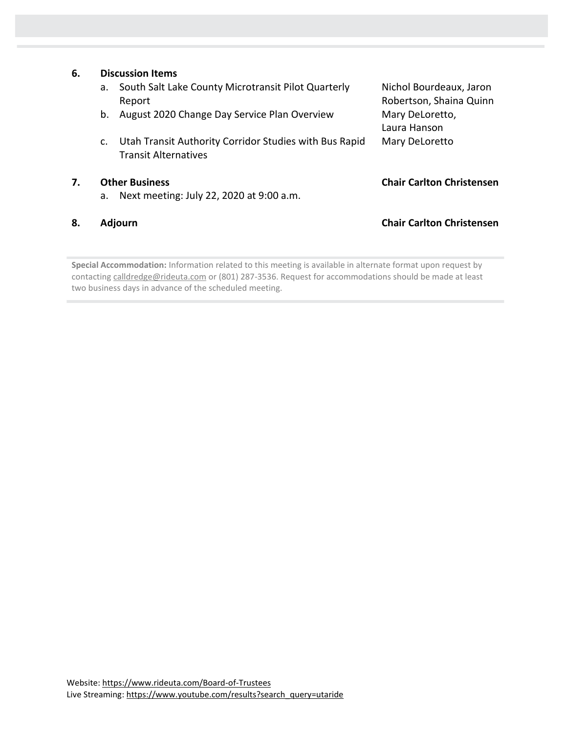**6. Discussion Items**

a. South Salt Lake County Microtransit Pilot Quarterly Report — Nichol Bourdeaux, Jaron Robertson, Shaina Quinn

b. August 2020 Change Day Service Plan Overview — Mary DeLoretto, Laura Hanson

c. Utah Transit Authority Corridor Studies with Bus Rapid Transit Alternatives — Mary DeLoretto

**7. Other Business** — **Chair Carlton Christensen**

a. Next meeting: July 22, 2020 at 9:00 a.m.

**8. Adjourn** — **Chair Carlton Christensen**

**Special Accommodation:** Information related to this meeting is available in alternate format upon request by contacting calldredge@rideuta.com or (801) 287-3536. Request for accommodations should be made at least two business days in advance of the scheduled meeting.

Website: https://www.rideuta.com/Board-of-Trustees
Live Streaming: https://www.youtube.com/results?search_query=utaride